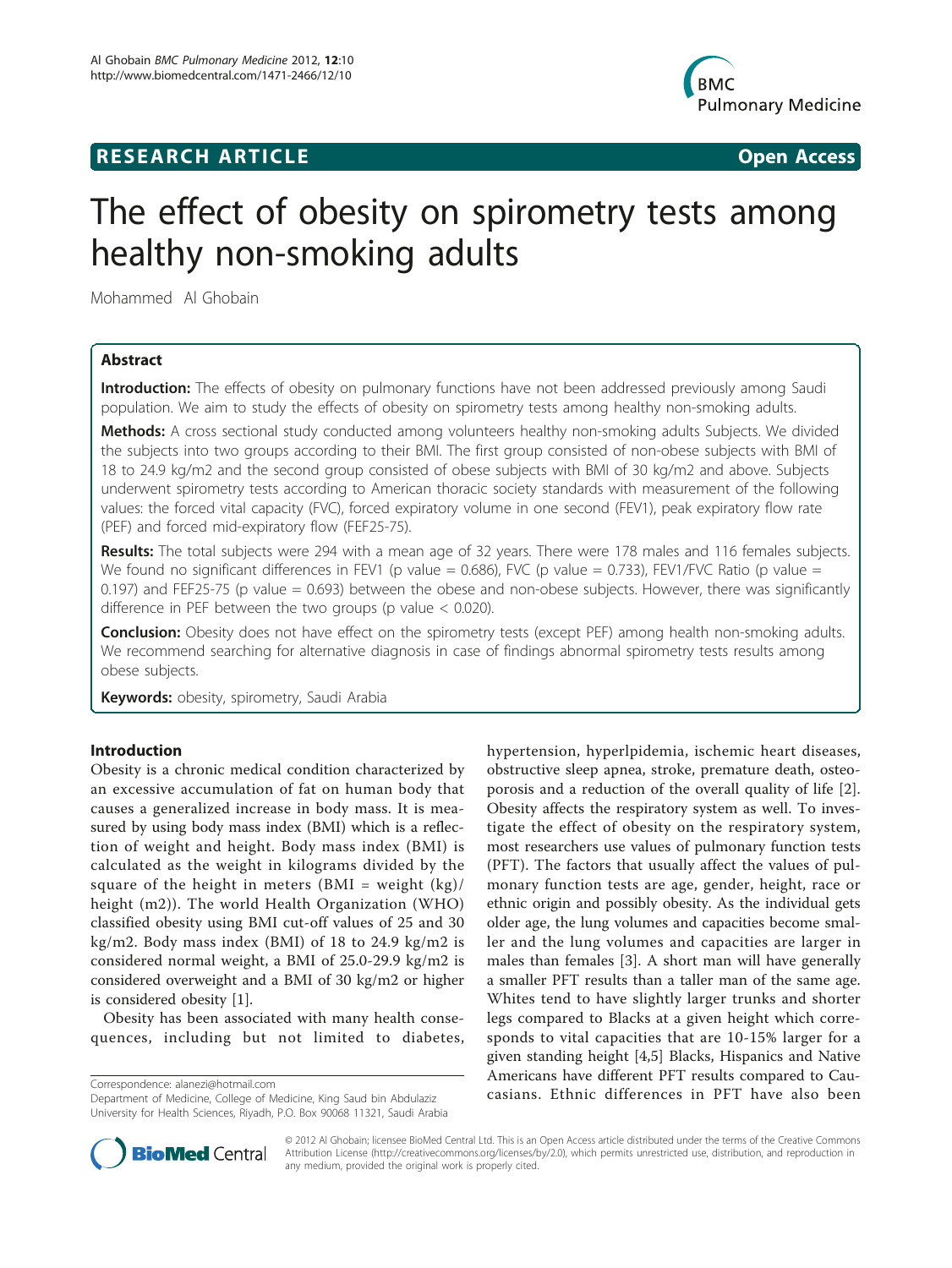**RESEARCH ARTICLE** **Open Access**

# The effect of obesity on spirometry tests among healthy non-smoking adults

Mohammed Al Ghobain

## Abstract

**Introduction:** The effects of obesity on pulmonary functions have not been addressed previously among Saudi population. We aim to study the effects of obesity on spirometry tests among healthy non-smoking adults.

**Methods:** A cross sectional study conducted among volunteers healthy non-smoking adults Subjects. We divided the subjects into two groups according to their BMI. The first group consisted of non-obese subjects with BMI of 18 to 24.9 kg/m2 and the second group consisted of obese subjects with BMI of 30 kg/m2 and above. Subjects underwent spirometry tests according to American thoracic society standards with measurement of the following values: the forced vital capacity (FVC), forced expiratory volume in one second (FEV1), peak expiratory flow rate (PEF) and forced mid-expiratory flow (FEF25-75).

**Results:** The total subjects were 294 with a mean age of 32 years. There were 178 males and 116 females subjects. We found no significant differences in FEV1 (p value = 0.686), FVC (p value = 0.733), FEV1/FVC Ratio (p value = 0.197) and FEF25-75 (p value = 0.693) between the obese and non-obese subjects. However, there was significantly difference in PEF between the two groups (p value < 0.020).

**Conclusion:** Obesity does not have effect on the spirometry tests (except PEF) among health non-smoking adults. We recommend searching for alternative diagnosis in case of findings abnormal spirometry tests results among obese subjects.

**Keywords:** obesity, spirometry, Saudi Arabia

## Introduction

Obesity is a chronic medical condition characterized by an excessive accumulation of fat on human body that causes a generalized increase in body mass. It is measured by using body mass index (BMI) which is a reflection of weight and height. Body mass index (BMI) is calculated as the weight in kilograms divided by the square of the height in meters (BMI = weight (kg)/ height (m2)). The world Health Organization (WHO) classified obesity using BMI cut-off values of 25 and 30 kg/m2. Body mass index (BMI) of 18 to 24.9 kg/m2 is considered normal weight, a BMI of 25.0-29.9 kg/m2 is considered overweight and a BMI of 30 kg/m2 or higher is considered obesity [1].

Obesity has been associated with many health consequences, including but not limited to diabetes, hypertension, hyperlpidemia, ischemic heart diseases, obstructive sleep apnea, stroke, premature death, osteoporosis and a reduction of the overall quality of life [2]. Obesity affects the respiratory system as well. To investigate the effect of obesity on the respiratory system, most researchers use values of pulmonary function tests (PFT). The factors that usually affect the values of pulmonary function tests are age, gender, height, race or ethnic origin and possibly obesity. As the individual gets older age, the lung volumes and capacities become smaller and the lung volumes and capacities are larger in males than females [3]. A short man will have generally a smaller PFT results than a taller man of the same age. Whites tend to have slightly larger trunks and shorter legs compared to Blacks at a given height which corresponds to vital capacities that are 10-15% larger for a given standing height [4,5] Blacks, Hispanics and Native Americans have different PFT results compared to Caucasians. Ethnic differences in PFT have also been

Correspondence: alanezi@hotmail.com
Department of Medicine, College of Medicine, King Saud bin Abdulaziz University for Health Sciences, Riyadh, P.O. Box 90068 11321, Saudi Arabia

© 2012 Al Ghobain; licensee BioMed Central Ltd. This is an Open Access article distributed under the terms of the Creative Commons Attribution License (http://creativecommons.org/licenses/by/2.0), which permits unrestricted use, distribution, and reproduction in any medium, provided the original work is properly cited.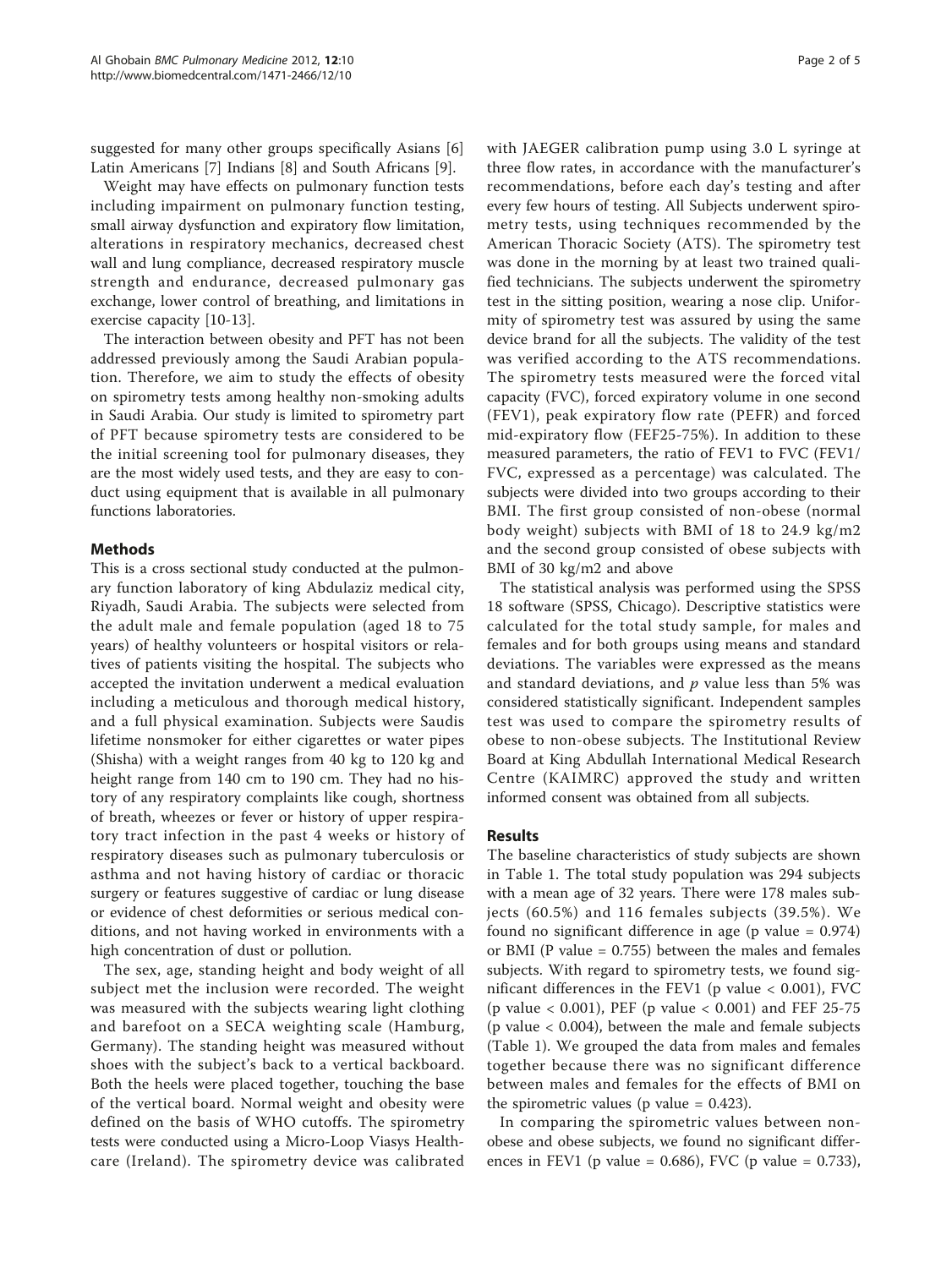suggested for many other groups specifically Asians [6] Latin Americans [7] Indians [8] and South Africans [9].

Weight may have effects on pulmonary function tests including impairment on pulmonary function testing, small airway dysfunction and expiratory flow limitation, alterations in respiratory mechanics, decreased chest wall and lung compliance, decreased respiratory muscle strength and endurance, decreased pulmonary gas exchange, lower control of breathing, and limitations in exercise capacity [10-13].

The interaction between obesity and PFT has not been addressed previously among the Saudi Arabian population. Therefore, we aim to study the effects of obesity on spirometry tests among healthy non-smoking adults in Saudi Arabia. Our study is limited to spirometry part of PFT because spirometry tests are considered to be the initial screening tool for pulmonary diseases, they are the most widely used tests, and they are easy to conduct using equipment that is available in all pulmonary functions laboratories.

## Methods

This is a cross sectional study conducted at the pulmonary function laboratory of king Abdulaziz medical city, Riyadh, Saudi Arabia. The subjects were selected from the adult male and female population (aged 18 to 75 years) of healthy volunteers or hospital visitors or relatives of patients visiting the hospital. The subjects who accepted the invitation underwent a medical evaluation including a meticulous and thorough medical history, and a full physical examination. Subjects were Saudis lifetime nonsmoker for either cigarettes or water pipes (Shisha) with a weight ranges from 40 kg to 120 kg and height range from 140 cm to 190 cm. They had no history of any respiratory complaints like cough, shortness of breath, wheezes or fever or history of upper respiratory tract infection in the past 4 weeks or history of respiratory diseases such as pulmonary tuberculosis or asthma and not having history of cardiac or thoracic surgery or features suggestive of cardiac or lung disease or evidence of chest deformities or serious medical conditions, and not having worked in environments with a high concentration of dust or pollution.

The sex, age, standing height and body weight of all subject met the inclusion were recorded. The weight was measured with the subjects wearing light clothing and barefoot on a SECA weighting scale (Hamburg, Germany). The standing height was measured without shoes with the subject's back to a vertical backboard. Both the heels were placed together, touching the base of the vertical board. Normal weight and obesity were defined on the basis of WHO cutoffs. The spirometry tests were conducted using a Micro-Loop Viasys Healthcare (Ireland). The spirometry device was calibrated with JAEGER calibration pump using 3.0 L syringe at three flow rates, in accordance with the manufacturer's recommendations, before each day's testing and after every few hours of testing. All Subjects underwent spirometry tests, using techniques recommended by the American Thoracic Society (ATS). The spirometry test was done in the morning by at least two trained qualified technicians. The subjects underwent the spirometry test in the sitting position, wearing a nose clip. Uniformity of spirometry test was assured by using the same device brand for all the subjects. The validity of the test was verified according to the ATS recommendations. The spirometry tests measured were the forced vital capacity (FVC), forced expiratory volume in one second (FEV1), peak expiratory flow rate (PEFR) and forced mid-expiratory flow (FEF25-75%). In addition to these measured parameters, the ratio of FEV1 to FVC (FEV1/FVC, expressed as a percentage) was calculated. The subjects were divided into two groups according to their BMI. The first group consisted of non-obese (normal body weight) subjects with BMI of 18 to 24.9 kg/m2 and the second group consisted of obese subjects with BMI of 30 kg/m2 and above

The statistical analysis was performed using the SPSS 18 software (SPSS, Chicago). Descriptive statistics were calculated for the total study sample, for males and females and for both groups using means and standard deviations. The variables were expressed as the means and standard deviations, and $p$ value less than 5% was considered statistically significant. Independent samples test was used to compare the spirometry results of obese to non-obese subjects. The Institutional Review Board at King Abdullah International Medical Research Centre (KAIMRC) approved the study and written informed consent was obtained from all subjects.

## Results

The baseline characteristics of study subjects are shown in Table 1. The total study population was 294 subjects with a mean age of 32 years. There were 178 males subjects (60.5%) and 116 females subjects (39.5%). We found no significant difference in age (p value = 0.974) or BMI (P value = 0.755) between the males and females subjects. With regard to spirometry tests, we found significant differences in the FEV1 (p value < 0.001), FVC (p value < 0.001), PEF (p value < 0.001) and FEF 25-75 (p value < 0.004), between the male and female subjects (Table 1). We grouped the data from males and females together because there was no significant difference between males and females for the effects of BMI on the spirometric values (p value = 0.423).

In comparing the spirometric values between non-obese and obese subjects, we found no significant differences in FEV1 (p value = 0.686), FVC (p value = 0.733),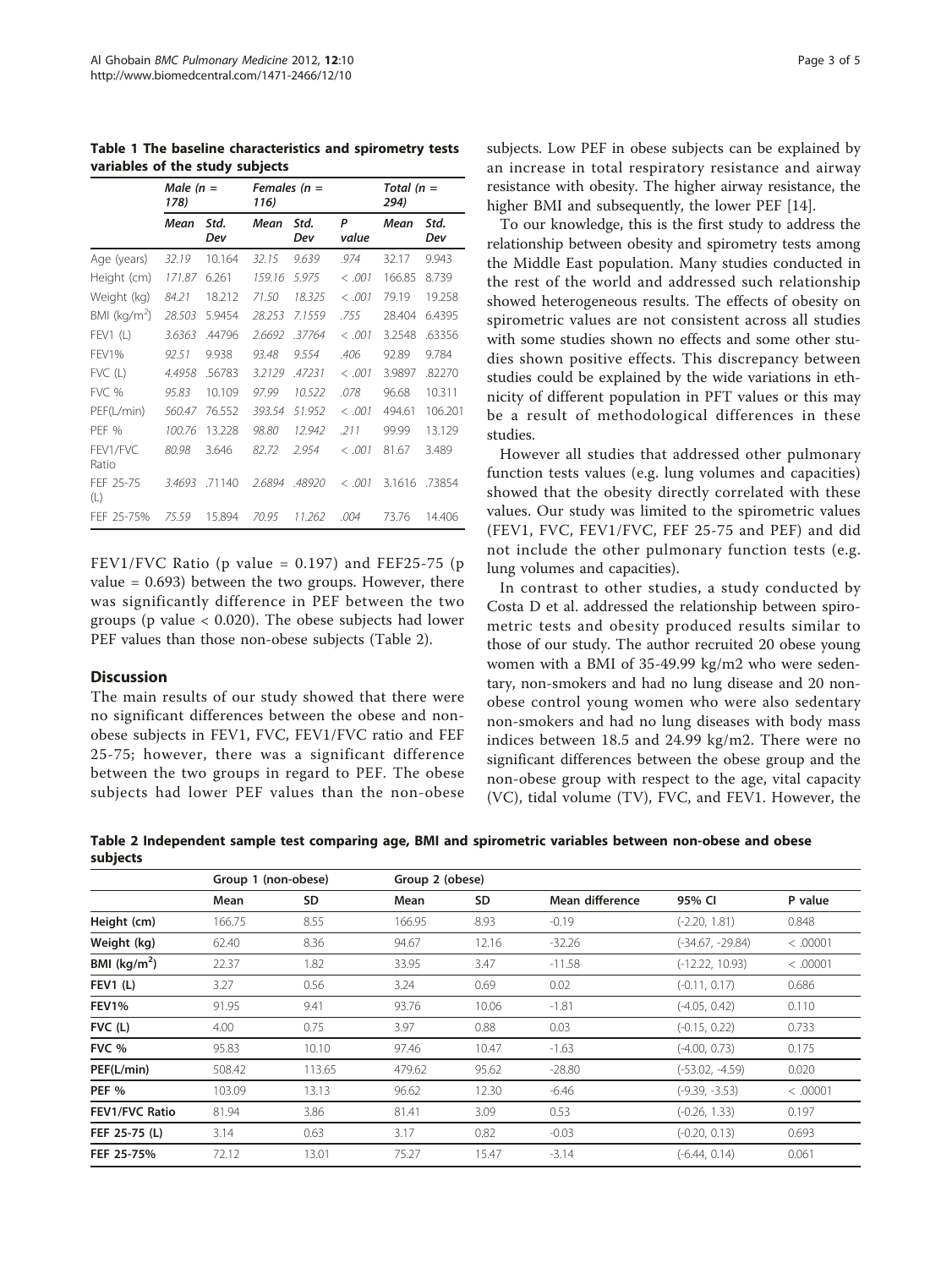**Table 1 The baseline characteristics and spirometry tests variables of the study subjects**

| | Male (n = 178) | | Females (n = 116) | | | Total (n = 294) | |
|---|---|---|---|---|---|---|---|
| | Mean | Std. Dev | Mean | Std. Dev | P value | Mean | Std. Dev |
| Age (years) | 32.19 | 10.164 | 32.15 | 9.639 | .974 | 32.17 | 9.943 |
| Height (cm) | 171.87 | 6.261 | 159.16 | 5.975 | < .001 | 166.85 | 8.739 |
| Weight (kg) | 84.21 | 18.212 | 71.50 | 18.325 | < .001 | 79.19 | 19.258 |
| BMI (kg/m$^2$) | 28.503 | 5.9454 | 28.253 | 7.1559 | .755 | 28.404 | 6.4395 |
| FEV1 (L) | 3.6363 | .44796 | 2.6692 | .37764 | < .001 | 3.2548 | .63356 |
| FEV1% | 92.51 | 9.938 | 93.48 | 9.554 | .406 | 92.89 | 9.784 |
| FVC (L) | 4.4958 | .56783 | 3.2129 | .47231 | < .001 | 3.9897 | .82270 |
| FVC % | 95.83 | 10.109 | 97.99 | 10.522 | .078 | 96.68 | 10.311 |
| PEF(L/min) | 560.47 | 76.552 | 393.54 | 51.952 | < .001 | 494.61 | 106.201 |
| PEF % | 100.76 | 13.228 | 98.80 | 12.942 | .211 | 99.99 | 13.129 |
| FEV1/FVC Ratio | 80.98 | 3.646 | 82.72 | 2.954 | < .001 | 81.67 | 3.489 |
| FEF 25-75 (L) | 3.4693 | .71140 | 2.6894 | .48920 | < .001 | 3.1616 | .73854 |
| FEF 25-75% | 75.59 | 15.894 | 70.95 | 11.262 | .004 | 73.76 | 14.406 |

FEV1/FVC Ratio (p value = 0.197) and FEF25-75 (p value = 0.693) between the two groups. However, there was significantly difference in PEF between the two groups (p value < 0.020). The obese subjects had lower PEF values than those non-obese subjects (Table 2).

## Discussion

The main results of our study showed that there were no significant differences between the obese and non-obese subjects in FEV1, FVC, FEV1/FVC ratio and FEF 25-75; however, there was a significant difference between the two groups in regard to PEF. The obese subjects had lower PEF values than the non-obese subjects. Low PEF in obese subjects can be explained by an increase in total respiratory resistance and airway resistance with obesity. The higher airway resistance, the higher BMI and subsequently, the lower PEF [14].

To our knowledge, this is the first study to address the relationship between obesity and spirometry tests among the Middle East population. Many studies conducted in the rest of the world and addressed such relationship showed heterogeneous results. The effects of obesity on spirometric values are not consistent across all studies with some studies shown no effects and some other studies shown positive effects. This discrepancy between studies could be explained by the wide variations in ethnicity of different population in PFT values or this may be a result of methodological differences in these studies.

However all studies that addressed other pulmonary function tests values (e.g. lung volumes and capacities) showed that the obesity directly correlated with these values. Our study was limited to the spirometric values (FEV1, FVC, FEV1/FVC, FEF 25-75 and PEF) and did not include the other pulmonary function tests (e.g. lung volumes and capacities).

In contrast to other studies, a study conducted by Costa D et al. addressed the relationship between spirometric tests and obesity produced results similar to those of our study. The author recruited 20 obese young women with a BMI of 35-49.99 kg/m2 who were sedentary, non-smokers and had no lung disease and 20 non-obese control young women who were also sedentary non-smokers and had no lung diseases with body mass indices between 18.5 and 24.99 kg/m2. There were no significant differences between the obese group and the non-obese group with respect to the age, vital capacity (VC), tidal volume (TV), FVC, and FEV1. However, the

**Table 2 Independent sample test comparing age, BMI and spirometric variables between non-obese and obese subjects**

| | Group 1 (non-obese) | | Group 2 (obese) | | | | |
|---|---|---|---|---|---|---|---|
| | Mean | SD | Mean | SD | Mean difference | 95% CI | P value |
| **Height (cm)** | 166.75 | 8.55 | 166.95 | 8.93 | -0.19 | (-2.20, 1.81) | 0.848 |
| **Weight (kg)** | 62.40 | 8.36 | 94.67 | 12.16 | -32.26 | (-34.67, -29.84) | < .00001 |
| **BMI (kg/m$^2$)** | 22.37 | 1.82 | 33.95 | 3.47 | -11.58 | (-12.22, 10.93) | < .00001 |
| **FEV1 (L)** | 3.27 | 0.56 | 3.24 | 0.69 | 0.02 | (-0.11, 0.17) | 0.686 |
| **FEV1%** | 91.95 | 9.41 | 93.76 | 10.06 | -1.81 | (-4.05, 0.42) | 0.110 |
| **FVC (L)** | 4.00 | 0.75 | 3.97 | 0.88 | 0.03 | (-0.15, 0.22) | 0.733 |
| **FVC %** | 95.83 | 10.10 | 97.46 | 10.47 | -1.63 | (-4.00, 0.73) | 0.175 |
| **PEF(L/min)** | 508.42 | 113.65 | 479.62 | 95.62 | -28.80 | (-53.02, -4.59) | 0.020 |
| **PEF %** | 103.09 | 13.13 | 96.62 | 12.30 | -6.46 | (-9.39, -3.53) | < .00001 |
| **FEV1/FVC Ratio** | 81.94 | 3.86 | 81.41 | 3.09 | 0.53 | (-0.26, 1.33) | 0.197 |
| **FEF 25-75 (L)** | 3.14 | 0.63 | 3.17 | 0.82 | -0.03 | (-0.20, 0.13) | 0.693 |
| **FEF 25-75%** | 72.12 | 13.01 | 75.27 | 15.47 | -3.14 | (-6.44, 0.14) | 0.061 |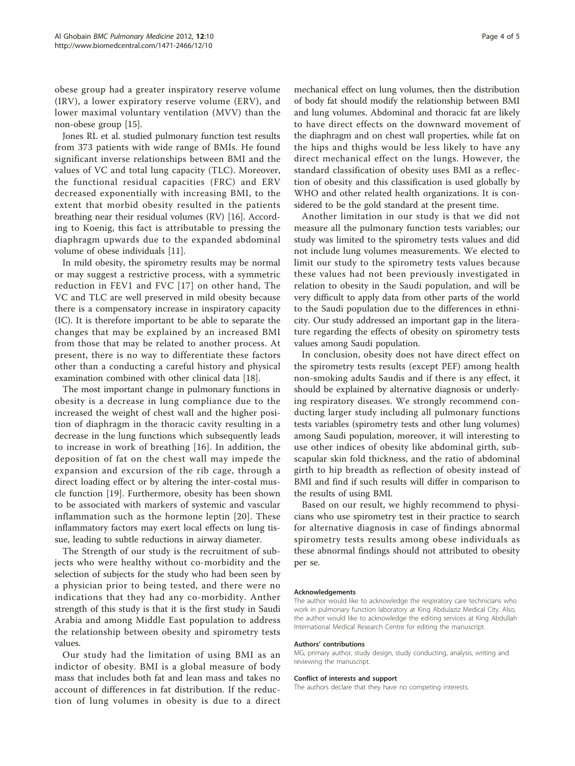obese group had a greater inspiratory reserve volume (IRV), a lower expiratory reserve volume (ERV), and lower maximal voluntary ventilation (MVV) than the non-obese group [15].

Jones RL et al. studied pulmonary function test results from 373 patients with wide range of BMIs. He found significant inverse relationships between BMI and the values of VC and total lung capacity (TLC). Moreover, the functional residual capacities (FRC) and ERV decreased exponentially with increasing BMI, to the extent that morbid obesity resulted in the patients breathing near their residual volumes (RV) [16]. According to Koenig, this fact is attributable to pressing the diaphragm upwards due to the expanded abdominal volume of obese individuals [11].

In mild obesity, the spirometry results may be normal or may suggest a restrictive process, with a symmetric reduction in FEV1 and FVC [17] on other hand, The VC and TLC are well preserved in mild obesity because there is a compensatory increase in inspiratory capacity (IC). It is therefore important to be able to separate the changes that may be explained by an increased BMI from those that may be related to another process. At present, there is no way to differentiate these factors other than a conducting a careful history and physical examination combined with other clinical data [18].

The most important change in pulmonary functions in obesity is a decrease in lung compliance due to the increased the weight of chest wall and the higher position of diaphragm in the thoracic cavity resulting in a decrease in the lung functions which subsequently leads to increase in work of breathing [16]. In addition, the deposition of fat on the chest wall may impede the expansion and excursion of the rib cage, through a direct loading effect or by altering the inter-costal muscle function [19]. Furthermore, obesity has been shown to be associated with markers of systemic and vascular inflammation such as the hormone leptin [20]. These inflammatory factors may exert local effects on lung tissue, leading to subtle reductions in airway diameter.

The Strength of our study is the recruitment of subjects who were healthy without co-morbidity and the selection of subjects for the study who had been seen by a physician prior to being tested, and there were no indications that they had any co-morbidity. Anther strength of this study is that it is the first study in Saudi Arabia and among Middle East population to address the relationship between obesity and spirometry tests values.

Our study had the limitation of using BMI as an indictor of obesity. BMI is a global measure of body mass that includes both fat and lean mass and takes no account of differences in fat distribution. If the reduction of lung volumes in obesity is due to a direct mechanical effect on lung volumes, then the distribution of body fat should modify the relationship between BMI and lung volumes. Abdominal and thoracic fat are likely to have direct effects on the downward movement of the diaphragm and on chest wall properties, while fat on the hips and thighs would be less likely to have any direct mechanical effect on the lungs. However, the standard classification of obesity uses BMI as a reflection of obesity and this classification is used globally by WHO and other related health organizations. It is considered to be the gold standard at the present time.

Another limitation in our study is that we did not measure all the pulmonary function tests variables; our study was limited to the spirometry tests values and did not include lung volumes measurements. We elected to limit our study to the spirometry tests values because these values had not been previously investigated in relation to obesity in the Saudi population, and will be very difficult to apply data from other parts of the world to the Saudi population due to the differences in ethnicity. Our study addressed an important gap in the literature regarding the effects of obesity on spirometry tests values among Saudi population.

In conclusion, obesity does not have direct effect on the spirometry tests results (except PEF) among health non-smoking adults Saudis and if there is any effect, it should be explained by alternative diagnosis or underlying respiratory diseases. We strongly recommend conducting larger study including all pulmonary functions tests variables (spirometry tests and other lung volumes) among Saudi population, moreover, it will interesting to use other indices of obesity like abdominal girth, subscapular skin fold thickness, and the ratio of abdominal girth to hip breadth as reflection of obesity instead of BMI and find if such results will differ in comparison to the results of using BMI.

Based on our result, we highly recommend to physicians who use spirometry test in their practice to search for alternative diagnosis in case of findings abnormal spirometry tests results among obese individuals as these abnormal findings should not attributed to obesity per se.

#### Acknowledgements

The author would like to acknowledge the respiratory care technicians who work in pulmonary function laboratory at King Abdulaziz Medical City. Also, the author would like to acknowledge the editing services at King Abdullah International Medical Research Centre for editing the manuscript.

#### Authors' contributions

MG, primary author, study design, study conducting, analysis, writing and reviewing the manuscript.

#### Conflict of interests and support

The authors declare that they have no competing interests.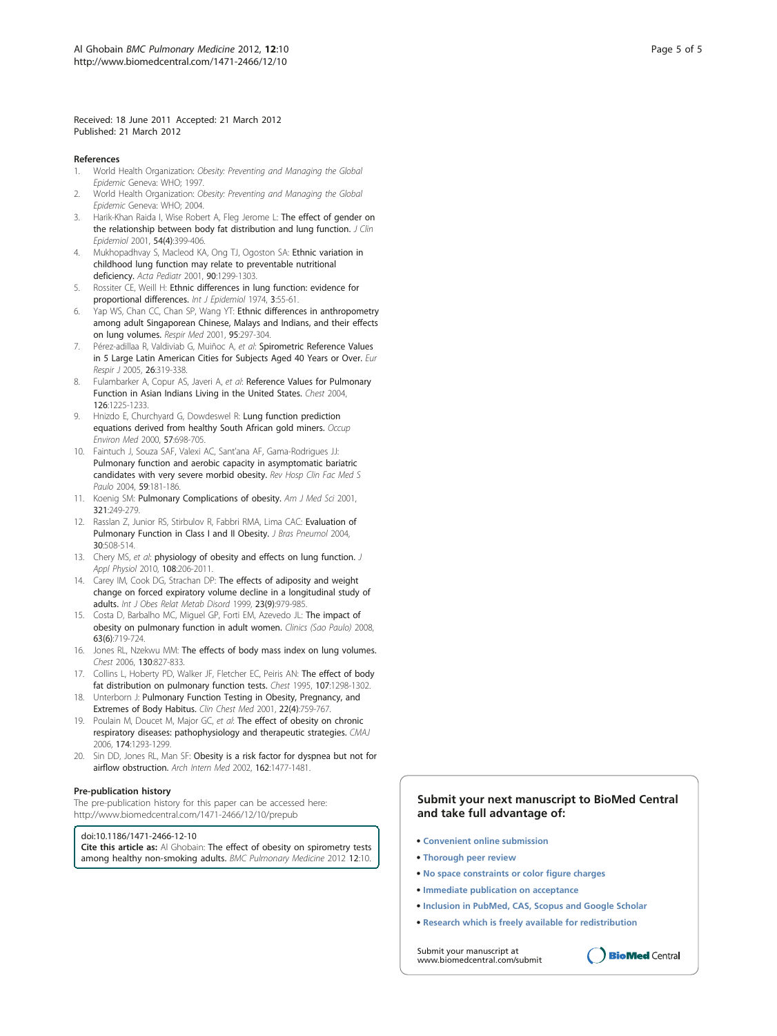Received: 18 June 2011 Accepted: 21 March 2012
Published: 21 March 2012

## References

1. World Health Organization: *Obesity: Preventing and Managing the Global Epidemic* Geneva: WHO; 1997.
2. World Health Organization: *Obesity: Preventing and Managing the Global Epidemic* Geneva: WHO; 2004.
3. Harik-Khan Raida I, Wise Robert A, Fleg Jerome L: **The effect of gender on the relationship between body fat distribution and lung function.** *J Clin Epidemiol* 2001, **54(4)**:399-406.
4. Mukhopadhvay S, Macleod KA, Ong TJ, Ogoston SA: **Ethnic variation in childhood lung function may relate to preventable nutritional deficiency.** *Acta Pediatr* 2001, **90**:1299-1303.
5. Rossiter CE, Weill H: **Ethnic differences in lung function: evidence for proportional differences.** *Int J Epidemiol* 1974, **3**:55-61.
6. Yap WS, Chan CC, Chan SP, Wang YT: **Ethnic differences in anthropometry among adult Singaporean Chinese, Malays and Indians, and their effects on lung volumes.** *Respir Med* 2001, **95**:297-304.
7. Pérez-adillaa R, Valdiviab G, Muiñoc A, *et al*: **Spirometric Reference Values in 5 Large Latin American Cities for Subjects Aged 40 Years or Over.** *Eur Respir J* 2005, **26**:319-338.
8. Fulambarker A, Copur AS, Javeri A, *et al*: **Reference Values for Pulmonary Function in Asian Indians Living in the United States.** *Chest* 2004, **126**:1225-1233.
9. Hnizdo E, Churchyard G, Dowdeswel R: **Lung function prediction equations derived from healthy South African gold miners.** *Occup Environ Med* 2000, **57**:698-705.
10. Faintuch J, Souza SAF, Valexi AC, Sant'ana AF, Gama-Rodrigues JJ: **Pulmonary function and aerobic capacity in asymptomatic bariatric candidates with very severe morbid obesity.** *Rev Hosp Clin Fac Med S Paulo* 2004, **59**:181-186.
11. Koenig SM: **Pulmonary Complications of obesity.** *Am J Med Sci* 2001, **321**:249-279.
12. Rasslan Z, Junior RS, Stirbulov R, Fabbri RMA, Lima CAC: **Evaluation of Pulmonary Function in Class I and II Obesity.** *J Bras Pneumol* 2004, **30**:508-514.
13. Chery MS, *et al*: **physiology of obesity and effects on lung function.** *J Appl Physiol* 2010, **108**:206-2011.
14. Carey IM, Cook DG, Strachan DP: **The effects of adiposity and weight change on forced expiratory volume decline in a longitudinal study of adults.** *Int J Obes Relat Metab Disord* 1999, **23(9)**:979-985.
15. Costa D, Barbalho MC, Miguel GP, Forti EM, Azevedo JL: **The impact of obesity on pulmonary function in adult women.** *Clinics (Sao Paulo)* 2008, **63(6)**:719-724.
16. Jones RL, Nzekwu MM: **The effects of body mass index on lung volumes.** *Chest* 2006, **130**:827-833.
17. Collins L, Hoberty PD, Walker JF, Fletcher EC, Peiris AN: **The effect of body fat distribution on pulmonary function tests.** *Chest* 1995, **107**:1298-1302.
18. Unterborn J: **Pulmonary Function Testing in Obesity, Pregnancy, and Extremes of Body Habitus.** *Clin Chest Med* 2001, **22(4)**:759-767.
19. Poulain M, Doucet M, Major GC, *et al*: **The effect of obesity on chronic respiratory diseases: pathophysiology and therapeutic strategies.** *CMAJ* 2006, **174**:1293-1299.
20. Sin DD, Jones RL, Man SF: **Obesity is a risk factor for dyspnea but not for airflow obstruction.** *Arch Intern Med* 2002, **162**:1477-1481.

### Pre-publication history

The pre-publication history for this paper can be accessed here:
http://www.biomedcentral.com/1471-2466/12/10/prepub

doi:10.1186/1471-2466-12-10

**Cite this article as:** Al Ghobain: The effect of obesity on spirometry tests among healthy non-smoking adults. *BMC Pulmonary Medicine* 2012 **12**:10.

**Submit your next manuscript to BioMed Central and take full advantage of:**

- Convenient online submission
- Thorough peer review
- No space constraints or color figure charges
- Immediate publication on acceptance
- Inclusion in PubMed, CAS, Scopus and Google Scholar
- Research which is freely available for redistribution

Submit your manuscript at
www.biomedcentral.com/submit

BioMed Central